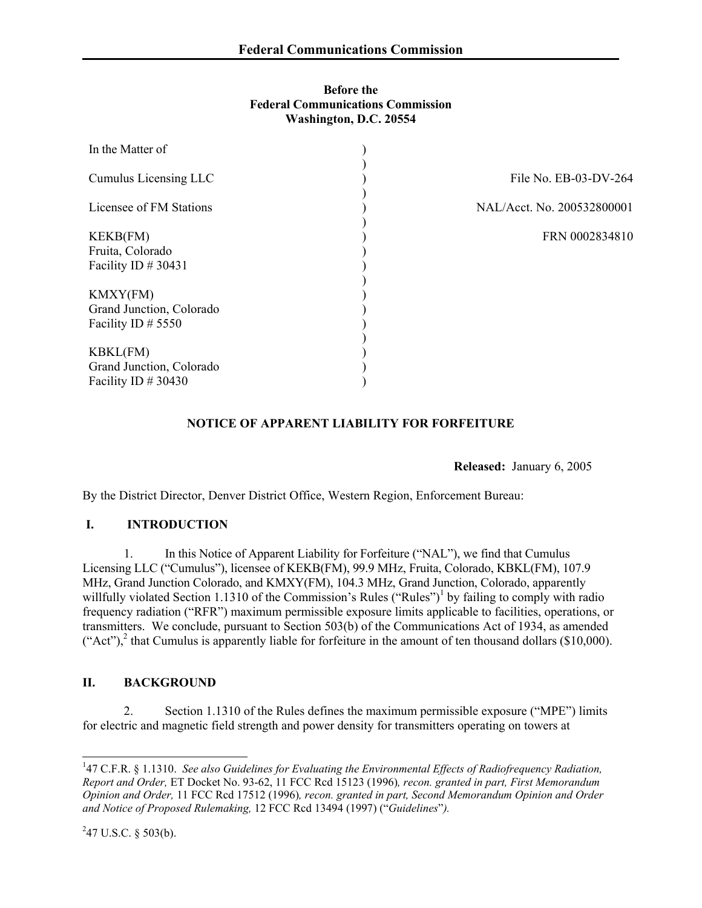**Federal Communications Commission**

**Before the**
**Federal Communications Commission**
**Washington, D.C. 20554**

| In the Matter of | |
|---|---|
| Cumulus Licensing LLC | File No. EB-03-DV-264 |
| Licensee of FM Stations | NAL/Acct. No. 200532800001 |
| KEKB(FM)<br>Fruita, Colorado<br>Facility ID # 30431 | FRN 0002834810 |
| KMXY(FM)<br>Grand Junction, Colorado<br>Facility ID # 5550 | |
| KBKL(FM)<br>Grand Junction, Colorado<br>Facility ID # 30430 | |

## NOTICE OF APPARENT LIABILITY FOR FORFEITURE

**Released:** January 6, 2005

By the District Director, Denver District Office, Western Region, Enforcement Bureau:

### I. INTRODUCTION

1. In this Notice of Apparent Liability for Forfeiture ("NAL"), we find that Cumulus Licensing LLC ("Cumulus"), licensee of KEKB(FM), 99.9 MHz, Fruita, Colorado, KBKL(FM), 107.9 MHz, Grand Junction Colorado, and KMXY(FM), 104.3 MHz, Grand Junction, Colorado, apparently willfully violated Section 1.1310 of the Commission's Rules ("Rules")[1] by failing to comply with radio frequency radiation ("RFR") maximum permissible exposure limits applicable to facilities, operations, or transmitters. We conclude, pursuant to Section 503(b) of the Communications Act of 1934, as amended ("Act"),[2] that Cumulus is apparently liable for forfeiture in the amount of ten thousand dollars ($10,000).

### II. BACKGROUND

2. Section 1.1310 of the Rules defines the maximum permissible exposure ("MPE") limits for electric and magnetic field strength and power density for transmitters operating on towers at

---

[1] 47 C.F.R. § 1.1310. *See also Guidelines for Evaluating the Environmental Effects of Radiofrequency Radiation, Report and Order,* ET Docket No. 93-62, 11 FCC Rcd 15123 (1996)*, recon. granted in part, First Memorandum Opinion and Order,* 11 FCC Rcd 17512 (1996)*, recon. granted in part, Second Memorandum Opinion and Order and Notice of Proposed Rulemaking,* 12 FCC Rcd 13494 (1997) ("*Guidelines*").

[2] 47 U.S.C. § 503(b).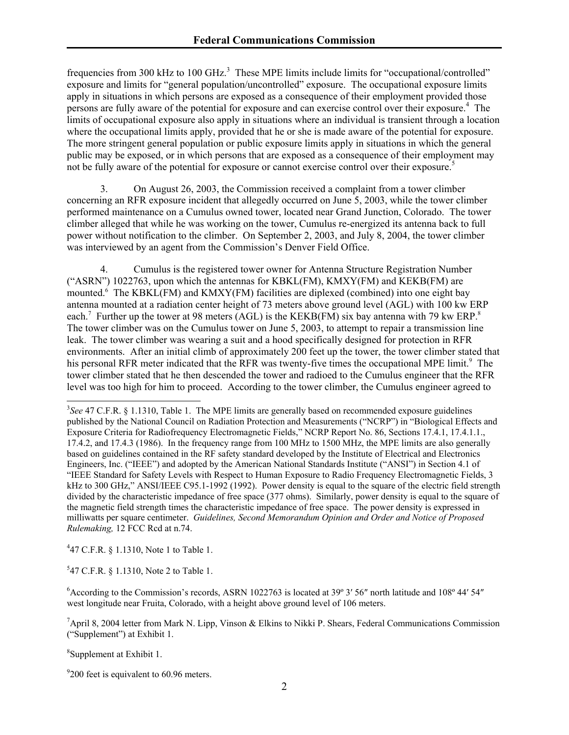frequencies from 300 kHz to 100 GHz.[3] These MPE limits include limits for "occupational/controlled" exposure and limits for "general population/uncontrolled" exposure. The occupational exposure limits apply in situations in which persons are exposed as a consequence of their employment provided those persons are fully aware of the potential for exposure and can exercise control over their exposure.[4] The limits of occupational exposure also apply in situations where an individual is transient through a location where the occupational limits apply, provided that he or she is made aware of the potential for exposure. The more stringent general population or public exposure limits apply in situations in which the general public may be exposed, or in which persons that are exposed as a consequence of their employment may not be fully aware of the potential for exposure or cannot exercise control over their exposure.[5]

3. On August 26, 2003, the Commission received a complaint from a tower climber concerning an RFR exposure incident that allegedly occurred on June 5, 2003, while the tower climber performed maintenance on a Cumulus owned tower, located near Grand Junction, Colorado. The tower climber alleged that while he was working on the tower, Cumulus re-energized its antenna back to full power without notification to the climber. On September 2, 2003, and July 8, 2004, the tower climber was interviewed by an agent from the Commission's Denver Field Office.

4. Cumulus is the registered tower owner for Antenna Structure Registration Number ("ASRN") 1022763, upon which the antennas for KBKL(FM), KMXY(FM) and KEKB(FM) are mounted.[6] The KBKL(FM) and KMXY(FM) facilities are diplexed (combined) into one eight bay antenna mounted at a radiation center height of 73 meters above ground level (AGL) with 100 kw ERP each.[7] Further up the tower at 98 meters (AGL) is the KEKB(FM) six bay antenna with 79 kw ERP.[8] The tower climber was on the Cumulus tower on June 5, 2003, to attempt to repair a transmission line leak. The tower climber was wearing a suit and a hood specifically designed for protection in RFR environments. After an initial climb of approximately 200 feet up the tower, the tower climber stated that his personal RFR meter indicated that the RFR was twenty-five times the occupational MPE limit.[9] The tower climber stated that he then descended the tower and radioed to the Cumulus engineer that the RFR level was too high for him to proceed. According to the tower climber, the Cumulus engineer agreed to

---

[3] *See* 47 C.F.R. § 1.1310, Table 1. The MPE limits are generally based on recommended exposure guidelines published by the National Council on Radiation Protection and Measurements ("NCRP") in "Biological Effects and Exposure Criteria for Radiofrequency Electromagnetic Fields," NCRP Report No. 86, Sections 17.4.1, 17.4.1.1., 17.4.2, and 17.4.3 (1986). In the frequency range from 100 MHz to 1500 MHz, the MPE limits are also generally based on guidelines contained in the RF safety standard developed by the Institute of Electrical and Electronics Engineers, Inc. ("IEEE") and adopted by the American National Standards Institute ("ANSI") in Section 4.1 of "IEEE Standard for Safety Levels with Respect to Human Exposure to Radio Frequency Electromagnetic Fields, 3 kHz to 300 GHz," ANSI/IEEE C95.1-1992 (1992). Power density is equal to the square of the electric field strength divided by the characteristic impedance of free space (377 ohms). Similarly, power density is equal to the square of the magnetic field strength times the characteristic impedance of free space. The power density is expressed in milliwatts per square centimeter. *Guidelines, Second Memorandum Opinion and Order and Notice of Proposed Rulemaking,* 12 FCC Rcd at n.74.

[4] 47 C.F.R. § 1.1310, Note 1 to Table 1.

[5] 47 C.F.R. § 1.1310, Note 2 to Table 1.

[6] According to the Commission's records, ASRN 1022763 is located at 39º 3′ 56″ north latitude and 108º 44′ 54″ west longitude near Fruita, Colorado, with a height above ground level of 106 meters.

[7] April 8, 2004 letter from Mark N. Lipp, Vinson & Elkins to Nikki P. Shears, Federal Communications Commission ("Supplement") at Exhibit 1.

[8] Supplement at Exhibit 1.

[9] 200 feet is equivalent to 60.96 meters.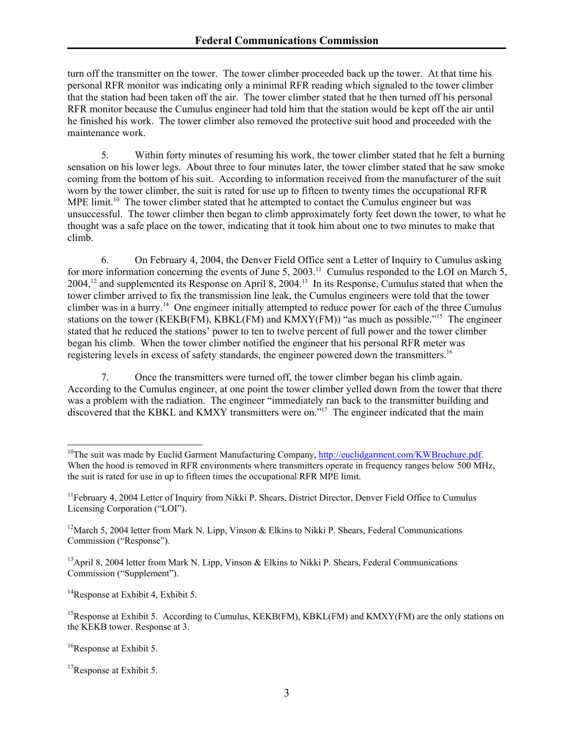turn off the transmitter on the tower. The tower climber proceeded back up the tower. At that time his personal RFR monitor was indicating only a minimal RFR reading which signaled to the tower climber that the station had been taken off the air. The tower climber stated that he then turned off his personal RFR monitor because the Cumulus engineer had told him that the station would be kept off the air until he finished his work. The tower climber also removed the protective suit hood and proceeded with the maintenance work.

5. Within forty minutes of resuming his work, the tower climber stated that he felt a burning sensation on his lower legs. About three to four minutes later, the tower climber stated that he saw smoke coming from the bottom of his suit. According to information received from the manufacturer of the suit worn by the tower climber, the suit is rated for use up to fifteen to twenty times the occupational RFR MPE limit.[10] The tower climber stated that he attempted to contact the Cumulus engineer but was unsuccessful. The tower climber then began to climb approximately forty feet down the tower, to what he thought was a safe place on the tower, indicating that it took him about one to two minutes to make that climb.

6. On February 4, 2004, the Denver Field Office sent a Letter of Inquiry to Cumulus asking for more information concerning the events of June 5, 2003.[11] Cumulus responded to the LOI on March 5, 2004,[12] and supplemented its Response on April 8, 2004.[13] In its Response, Cumulus stated that when the tower climber arrived to fix the transmission line leak, the Cumulus engineers were told that the tower climber was in a hurry.[14] One engineer initially attempted to reduce power for each of the three Cumulus stations on the tower (KEKB(FM), KBKL(FM) and KMXY(FM)) "as much as possible."[15] The engineer stated that he reduced the stations' power to ten to twelve percent of full power and the tower climber began his climb. When the tower climber notified the engineer that his personal RFR meter was registering levels in excess of safety standards, the engineer powered down the transmitters.[16]

7. Once the transmitters were turned off, the tower climber began his climb again. According to the Cumulus engineer, at one point the tower climber yelled down from the tower that there was a problem with the radiation. The engineer "immediately ran back to the transmitter building and discovered that the KBKL and KMXY transmitters were on."[17] The engineer indicated that the main

---

[10]The suit was made by Euclid Garment Manufacturing Company, http://euclidgarment.com/KWBrochure.pdf. When the hood is removed in RFR environments where transmitters operate in frequency ranges below 500 MHz, the suit is rated for use in up to fifteen times the occupational RFR MPE limit.

[11]February 4, 2004 Letter of Inquiry from Nikki P. Shears, District Director, Denver Field Office to Cumulus Licensing Corporation ("LOI").

[12]March 5, 2004 letter from Mark N. Lipp, Vinson & Elkins to Nikki P. Shears, Federal Communications Commission ("Response").

[13]April 8, 2004 letter from Mark N. Lipp, Vinson & Elkins to Nikki P. Shears, Federal Communications Commission ("Supplement").

[14]Response at Exhibit 4, Exhibit 5.

[15]Response at Exhibit 5. According to Cumulus, KEKB(FM), KBKL(FM) and KMXY(FM) are the only stations on the KEKB tower. Response at 3.

[16]Response at Exhibit 5.

[17]Response at Exhibit 5.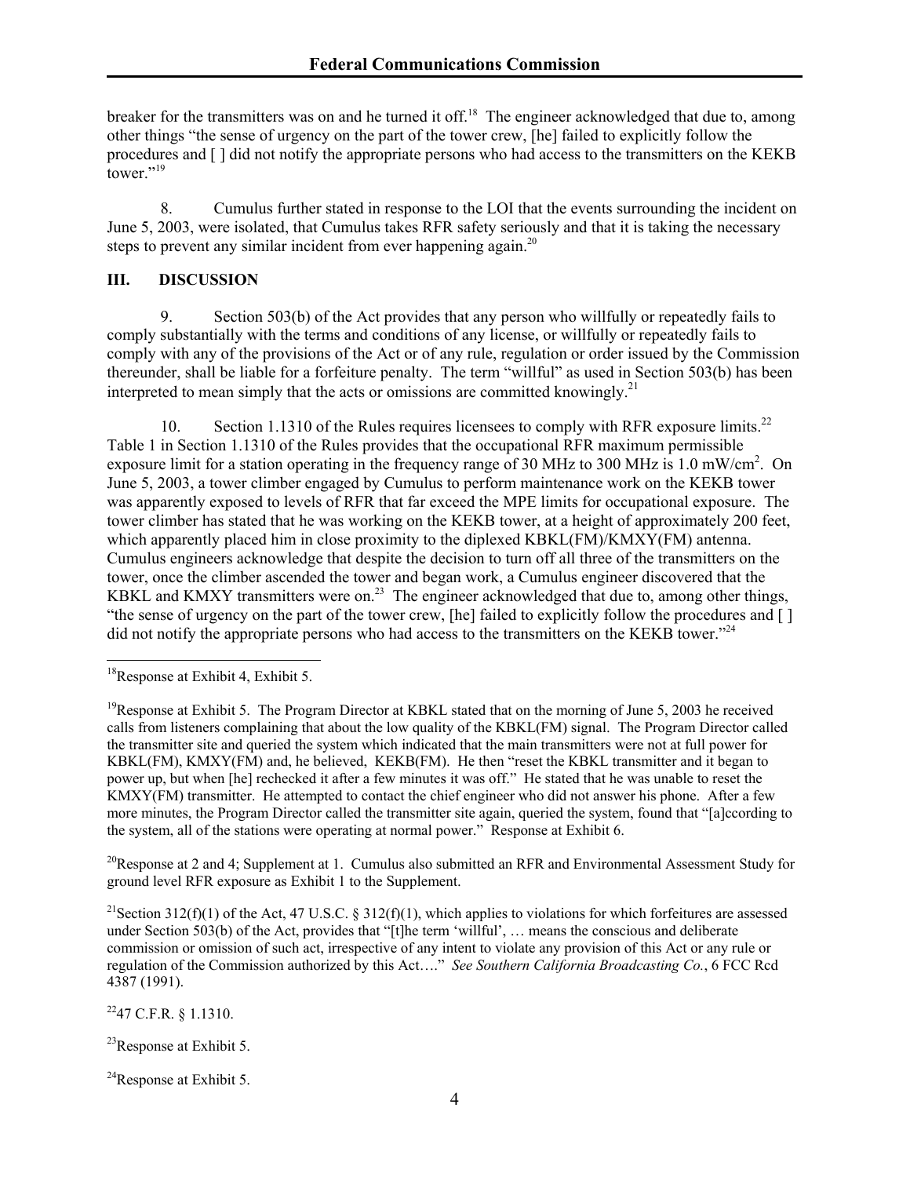breaker for the transmitters was on and he turned it off.[18] The engineer acknowledged that due to, among other things "the sense of urgency on the part of the tower crew, [he] failed to explicitly follow the procedures and [ ] did not notify the appropriate persons who had access to the transmitters on the KEKB tower."[19]

8. Cumulus further stated in response to the LOI that the events surrounding the incident on June 5, 2003, were isolated, that Cumulus takes RFR safety seriously and that it is taking the necessary steps to prevent any similar incident from ever happening again.[20]

## III. DISCUSSION

9. Section 503(b) of the Act provides that any person who willfully or repeatedly fails to comply substantially with the terms and conditions of any license, or willfully or repeatedly fails to comply with any of the provisions of the Act or of any rule, regulation or order issued by the Commission thereunder, shall be liable for a forfeiture penalty. The term "willful" as used in Section 503(b) has been interpreted to mean simply that the acts or omissions are committed knowingly.[21]

10. Section 1.1310 of the Rules requires licensees to comply with RFR exposure limits.[22] Table 1 in Section 1.1310 of the Rules provides that the occupational RFR maximum permissible exposure limit for a station operating in the frequency range of 30 MHz to 300 MHz is 1.0 $mW/cm^2$. On June 5, 2003, a tower climber engaged by Cumulus to perform maintenance work on the KEKB tower was apparently exposed to levels of RFR that far exceed the MPE limits for occupational exposure. The tower climber has stated that he was working on the KEKB tower, at a height of approximately 200 feet, which apparently placed him in close proximity to the diplexed KBKL(FM)/KMXY(FM) antenna. Cumulus engineers acknowledge that despite the decision to turn off all three of the transmitters on the tower, once the climber ascended the tower and began work, a Cumulus engineer discovered that the KBKL and KMXY transmitters were on.[23] The engineer acknowledged that due to, among other things, "the sense of urgency on the part of the tower crew, [he] failed to explicitly follow the procedures and [ ] did not notify the appropriate persons who had access to the transmitters on the KEKB tower."[24]

---

[18] Response at Exhibit 4, Exhibit 5.

[19] Response at Exhibit 5. The Program Director at KBKL stated that on the morning of June 5, 2003 he received calls from listeners complaining that about the low quality of the KBKL(FM) signal. The Program Director called the transmitter site and queried the system which indicated that the main transmitters were not at full power for KBKL(FM), KMXY(FM) and, he believed, KEKB(FM). He then "reset the KBKL transmitter and it began to power up, but when [he] rechecked it after a few minutes it was off." He stated that he was unable to reset the KMXY(FM) transmitter. He attempted to contact the chief engineer who did not answer his phone. After a few more minutes, the Program Director called the transmitter site again, queried the system, found that "[a]ccording to the system, all of the stations were operating at normal power." Response at Exhibit 6.

[20] Response at 2 and 4; Supplement at 1. Cumulus also submitted an RFR and Environmental Assessment Study for ground level RFR exposure as Exhibit 1 to the Supplement.

[21] Section 312(f)(1) of the Act, 47 U.S.C. § 312(f)(1), which applies to violations for which forfeitures are assessed under Section 503(b) of the Act, provides that "[t]he term 'willful', … means the conscious and deliberate commission or omission of such act, irrespective of any intent to violate any provision of this Act or any rule or regulation of the Commission authorized by this Act…." *See Southern California Broadcasting Co.*, 6 FCC Rcd 4387 (1991).

[22] 47 C.F.R. § 1.1310.

[23] Response at Exhibit 5.

[24] Response at Exhibit 5.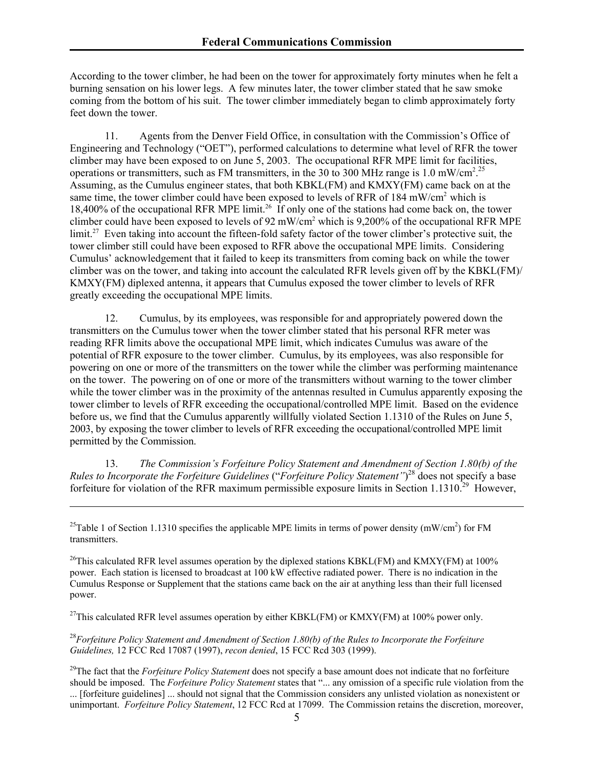According to the tower climber, he had been on the tower for approximately forty minutes when he felt a burning sensation on his lower legs. A few minutes later, the tower climber stated that he saw smoke coming from the bottom of his suit. The tower climber immediately began to climb approximately forty feet down the tower.

11. Agents from the Denver Field Office, in consultation with the Commission's Office of Engineering and Technology ("OET"), performed calculations to determine what level of RFR the tower climber may have been exposed to on June 5, 2003. The occupational RFR MPE limit for facilities, operations or transmitters, such as FM transmitters, in the 30 to 300 MHz range is 1.0 $mW/cm^2$.[25] Assuming, as the Cumulus engineer states, that both KBKL(FM) and KMXY(FM) came back on at the same time, the tower climber could have been exposed to levels of RFR of 184 $mW/cm^2$ which is 18,400% of the occupational RFR MPE limit.[26] If only one of the stations had come back on, the tower climber could have been exposed to levels of 92 $mW/cm^2$ which is 9,200% of the occupational RFR MPE limit.[27] Even taking into account the fifteen-fold safety factor of the tower climber's protective suit, the tower climber still could have been exposed to RFR above the occupational MPE limits. Considering Cumulus' acknowledgement that it failed to keep its transmitters from coming back on while the tower climber was on the tower, and taking into account the calculated RFR levels given off by the KBKL(FM)/ KMXY(FM) diplexed antenna, it appears that Cumulus exposed the tower climber to levels of RFR greatly exceeding the occupational MPE limits.

12. Cumulus, by its employees, was responsible for and appropriately powered down the transmitters on the Cumulus tower when the tower climber stated that his personal RFR meter was reading RFR limits above the occupational MPE limit, which indicates Cumulus was aware of the potential of RFR exposure to the tower climber. Cumulus, by its employees, was also responsible for powering on one or more of the transmitters on the tower while the climber was performing maintenance on the tower. The powering on of one or more of the transmitters without warning to the tower climber while the tower climber was in the proximity of the antennas resulted in Cumulus apparently exposing the tower climber to levels of RFR exceeding the occupational/controlled MPE limit. Based on the evidence before us, we find that the Cumulus apparently willfully violated Section 1.1310 of the Rules on June 5, 2003, by exposing the tower climber to levels of RFR exceeding the occupational/controlled MPE limit permitted by the Commission.

13. *The Commission's Forfeiture Policy Statement and Amendment of Section 1.80(b) of the Rules to Incorporate the Forfeiture Guidelines* ("*Forfeiture Policy Statement"*)[28] does not specify a base forfeiture for violation of the RFR maximum permissible exposure limits in Section 1.1310.[29] However,

---

[25]Table 1 of Section 1.1310 specifies the applicable MPE limits in terms of power density ($mW/cm^2$) for FM transmitters.

[26]This calculated RFR level assumes operation by the diplexed stations KBKL(FM) and KMXY(FM) at 100% power. Each station is licensed to broadcast at 100 kW effective radiated power. There is no indication in the Cumulus Response or Supplement that the stations came back on the air at anything less than their full licensed power.

[27]This calculated RFR level assumes operation by either KBKL(FM) or KMXY(FM) at 100% power only.

[28]*Forfeiture Policy Statement and Amendment of Section 1.80(b) of the Rules to Incorporate the Forfeiture Guidelines,* 12 FCC Rcd 17087 (1997), *recon denied*, 15 FCC Rcd 303 (1999).

[29]The fact that the *Forfeiture Policy Statement* does not specify a base amount does not indicate that no forfeiture should be imposed. The *Forfeiture Policy Statement* states that "... any omission of a specific rule violation from the ... [forfeiture guidelines] ... should not signal that the Commission considers any unlisted violation as nonexistent or unimportant. *Forfeiture Policy Statement*, 12 FCC Rcd at 17099. The Commission retains the discretion, moreover,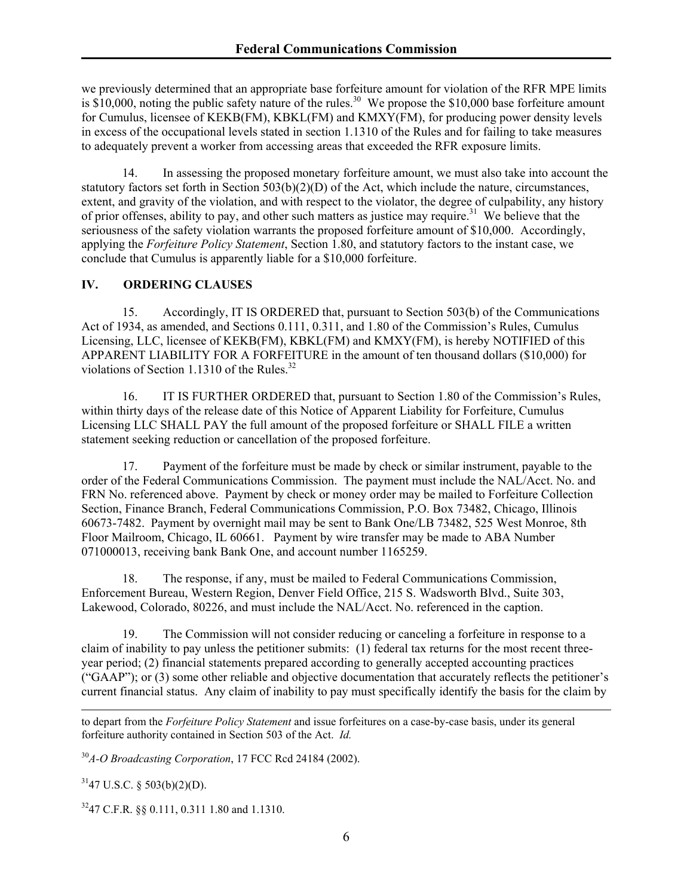we previously determined that an appropriate base forfeiture amount for violation of the RFR MPE limits is $10,000, noting the public safety nature of the rules.[30] We propose the $10,000 base forfeiture amount for Cumulus, licensee of KEKB(FM), KBKL(FM) and KMXY(FM), for producing power density levels in excess of the occupational levels stated in section 1.1310 of the Rules and for failing to take measures to adequately prevent a worker from accessing areas that exceeded the RFR exposure limits.

14. In assessing the proposed monetary forfeiture amount, we must also take into account the statutory factors set forth in Section 503(b)(2)(D) of the Act, which include the nature, circumstances, extent, and gravity of the violation, and with respect to the violator, the degree of culpability, any history of prior offenses, ability to pay, and other such matters as justice may require.[31] We believe that the seriousness of the safety violation warrants the proposed forfeiture amount of $10,000. Accordingly, applying the *Forfeiture Policy Statement*, Section 1.80, and statutory factors to the instant case, we conclude that Cumulus is apparently liable for a $10,000 forfeiture.

## IV. ORDERING CLAUSES

15. Accordingly, IT IS ORDERED that, pursuant to Section 503(b) of the Communications Act of 1934, as amended, and Sections 0.111, 0.311, and 1.80 of the Commission's Rules, Cumulus Licensing, LLC, licensee of KEKB(FM), KBKL(FM) and KMXY(FM), is hereby NOTIFIED of this APPARENT LIABILITY FOR A FORFEITURE in the amount of ten thousand dollars ($10,000) for violations of Section 1.1310 of the Rules.[32]

16. IT IS FURTHER ORDERED that, pursuant to Section 1.80 of the Commission's Rules, within thirty days of the release date of this Notice of Apparent Liability for Forfeiture, Cumulus Licensing LLC SHALL PAY the full amount of the proposed forfeiture or SHALL FILE a written statement seeking reduction or cancellation of the proposed forfeiture.

17. Payment of the forfeiture must be made by check or similar instrument, payable to the order of the Federal Communications Commission. The payment must include the NAL/Acct. No. and FRN No. referenced above. Payment by check or money order may be mailed to Forfeiture Collection Section, Finance Branch, Federal Communications Commission, P.O. Box 73482, Chicago, Illinois 60673-7482. Payment by overnight mail may be sent to Bank One/LB 73482, 525 West Monroe, 8th Floor Mailroom, Chicago, IL 60661. Payment by wire transfer may be made to ABA Number 071000013, receiving bank Bank One, and account number 1165259.

18. The response, if any, must be mailed to Federal Communications Commission, Enforcement Bureau, Western Region, Denver Field Office, 215 S. Wadsworth Blvd., Suite 303, Lakewood, Colorado, 80226, and must include the NAL/Acct. No. referenced in the caption.

19. The Commission will not consider reducing or canceling a forfeiture in response to a claim of inability to pay unless the petitioner submits: (1) federal tax returns for the most recent three-year period; (2) financial statements prepared according to generally accepted accounting practices ("GAAP"); or (3) some other reliable and objective documentation that accurately reflects the petitioner's current financial status. Any claim of inability to pay must specifically identify the basis for the claim by

---

to depart from the *Forfeiture Policy Statement* and issue forfeitures on a case-by-case basis, under its general forfeiture authority contained in Section 503 of the Act. *Id.*

[30] *A-O Broadcasting Corporation*, 17 FCC Rcd 24184 (2002).

[31] 47 U.S.C. § 503(b)(2)(D).

[32] 47 C.F.R. §§ 0.111, 0.311 1.80 and 1.1310.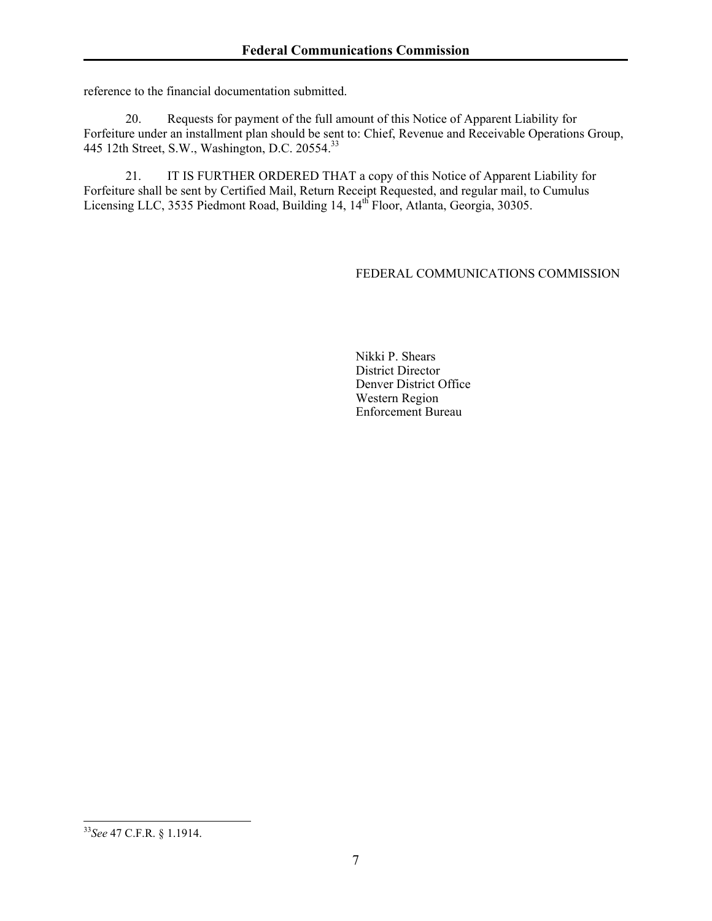reference to the financial documentation submitted.

20. Requests for payment of the full amount of this Notice of Apparent Liability for Forfeiture under an installment plan should be sent to: Chief, Revenue and Receivable Operations Group, 445 12th Street, S.W., Washington, D.C. 20554.[33]

21. IT IS FURTHER ORDERED THAT a copy of this Notice of Apparent Liability for Forfeiture shall be sent by Certified Mail, Return Receipt Requested, and regular mail, to Cumulus Licensing LLC, 3535 Piedmont Road, Building 14, 14th Floor, Atlanta, Georgia, 30305.

FEDERAL COMMUNICATIONS COMMISSION

Nikki P. Shears
District Director
Denver District Office
Western Region
Enforcement Bureau

---

[33] *See* 47 C.F.R. § 1.1914.